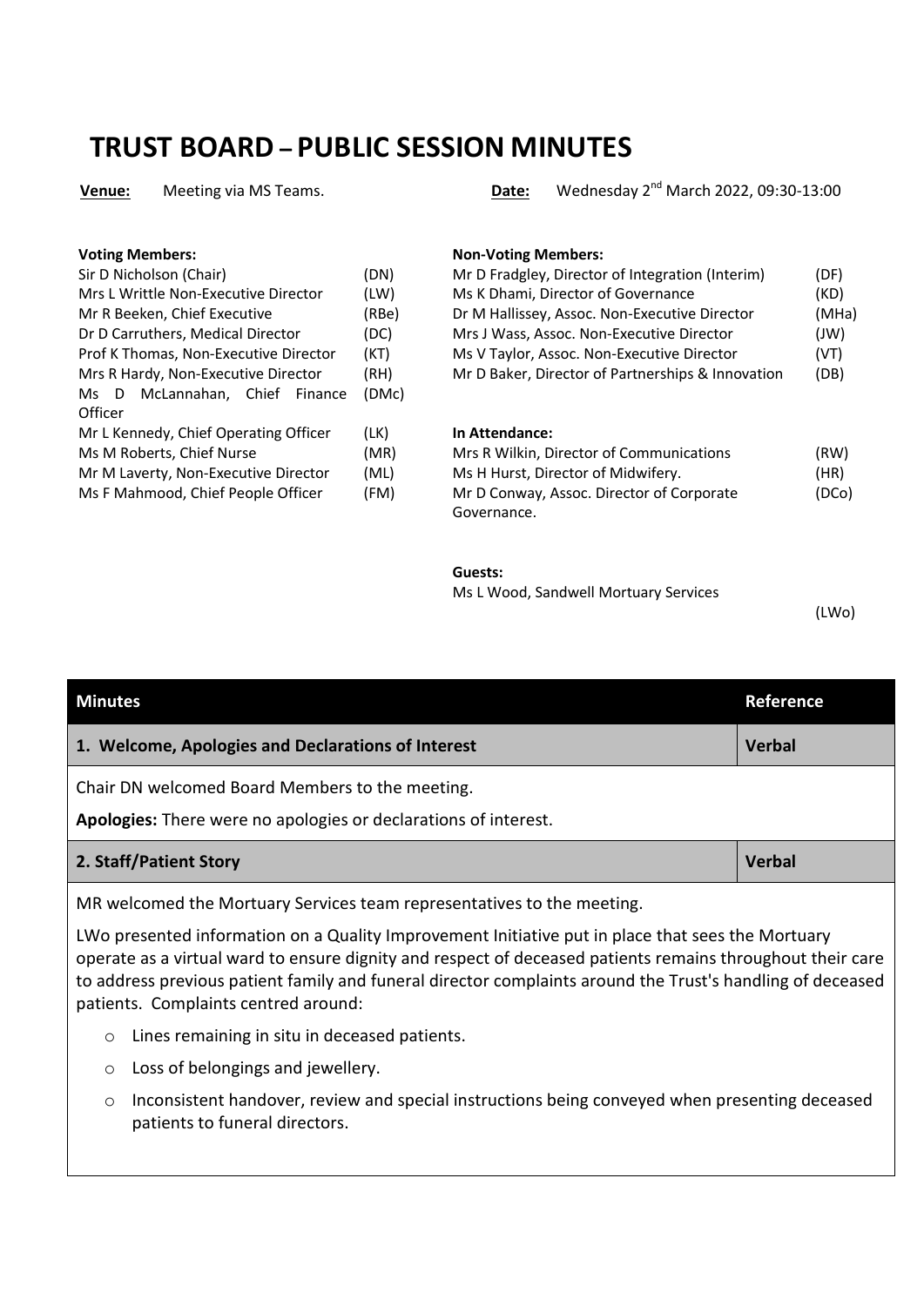# TRUST BOARD – PUBLIC SESSION MINUTES

**Venue:** Meeting via MS Teams.

**Date:** Wednesday 2nd March 2022, 09:30-13:00

**Voting Members:**

| | |
|---|---|
| Sir D Nicholson (Chair) | (DN) |
| Mrs L Writtle Non-Executive Director | (LW) |
| Mr R Beeken, Chief Executive | (RBe) |
| Dr D Carruthers, Medical Director | (DC) |
| Prof K Thomas, Non-Executive Director | (KT) |
| Mrs R Hardy, Non-Executive Director | (RH) |
| Ms D McLannahan, Chief Finance Officer | (DMc) |
| Mr L Kennedy, Chief Operating Officer | (LK) |
| Ms M Roberts, Chief Nurse | (MR) |
| Mr M Laverty, Non-Executive Director | (ML) |
| Ms F Mahmood, Chief People Officer | (FM) |

**Non-Voting Members:**

| | |
|---|---|
| Mr D Fradgley, Director of Integration (Interim) | (DF) |
| Ms K Dhami, Director of Governance | (KD) |
| Dr M Hallissey, Assoc. Non-Executive Director | (MHa) |
| Mrs J Wass, Assoc. Non-Executive Director | (JW) |
| Ms V Taylor, Assoc. Non-Executive Director | (VT) |
| Mr D Baker, Director of Partnerships & Innovation | (DB) |

**In Attendance:**

| | |
|---|---|
| Mrs R Wilkin, Director of Communications | (RW) |
| Ms H Hurst, Director of Midwifery. | (HR) |
| Mr D Conway, Assoc. Director of Corporate Governance. | (DCo) |

**Guests:**

| | |
|---|---|
| Ms L Wood, Sandwell Mortuary Services | (LWo) |

| Minutes | Reference |
|---|---|
| **1. Welcome, Apologies and Declarations of Interest** | **Verbal** |

Chair DN welcomed Board Members to the meeting.

**Apologies:** There were no apologies or declarations of interest.

| | |
|---|---|
| **2. Staff/Patient Story** | **Verbal** |

MR welcomed the Mortuary Services team representatives to the meeting.

LWo presented information on a Quality Improvement Initiative put in place that sees the Mortuary operate as a virtual ward to ensure dignity and respect of deceased patients remains throughout their care to address previous patient family and funeral director complaints around the Trust's handling of deceased patients. Complaints centred around:

- Lines remaining in situ in deceased patients.
- Loss of belongings and jewellery.
- Inconsistent handover, review and special instructions being conveyed when presenting deceased patients to funeral directors.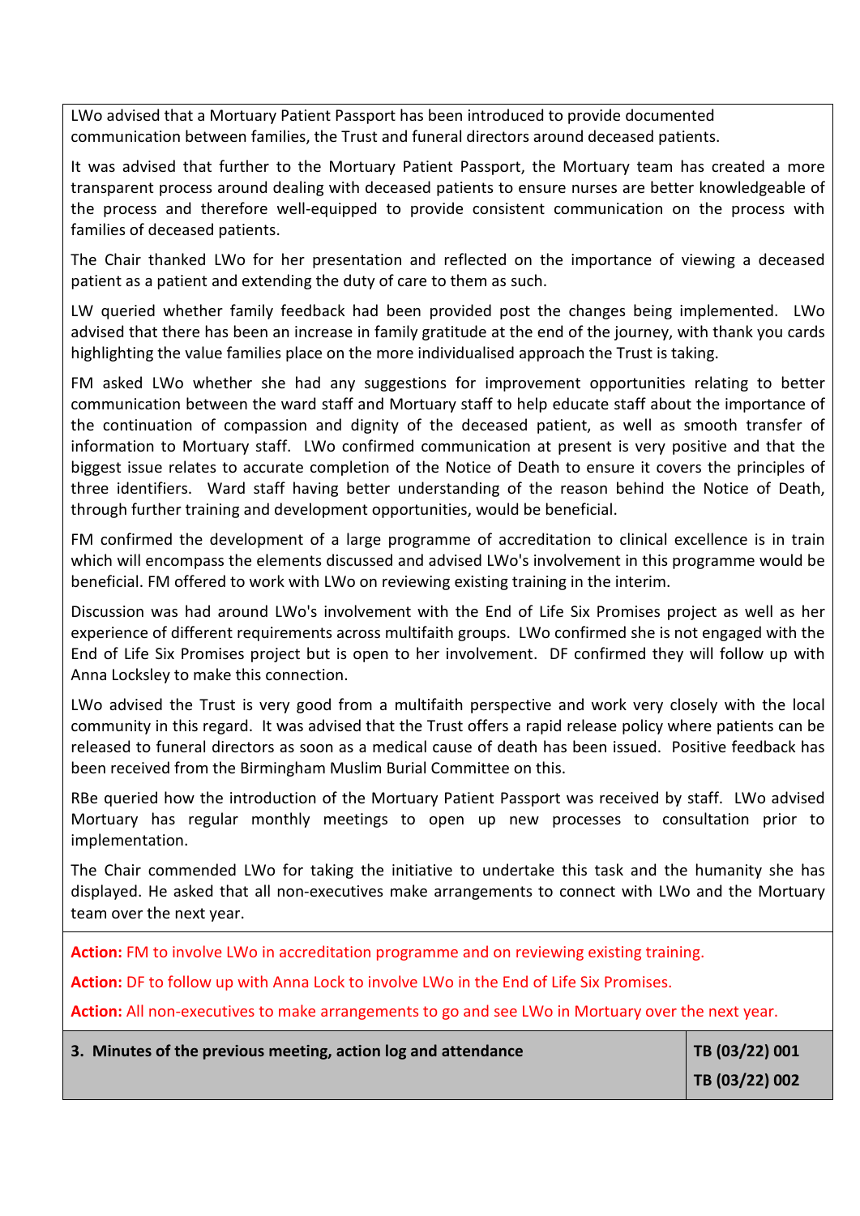LWo advised that a Mortuary Patient Passport has been introduced to provide documented communication between families, the Trust and funeral directors around deceased patients.

It was advised that further to the Mortuary Patient Passport, the Mortuary team has created a more transparent process around dealing with deceased patients to ensure nurses are better knowledgeable of the process and therefore well-equipped to provide consistent communication on the process with families of deceased patients.

The Chair thanked LWo for her presentation and reflected on the importance of viewing a deceased patient as a patient and extending the duty of care to them as such.

LW queried whether family feedback had been provided post the changes being implemented. LWo advised that there has been an increase in family gratitude at the end of the journey, with thank you cards highlighting the value families place on the more individualised approach the Trust is taking.

FM asked LWo whether she had any suggestions for improvement opportunities relating to better communication between the ward staff and Mortuary staff to help educate staff about the importance of the continuation of compassion and dignity of the deceased patient, as well as smooth transfer of information to Mortuary staff. LWo confirmed communication at present is very positive and that the biggest issue relates to accurate completion of the Notice of Death to ensure it covers the principles of three identifiers. Ward staff having better understanding of the reason behind the Notice of Death, through further training and development opportunities, would be beneficial.

FM confirmed the development of a large programme of accreditation to clinical excellence is in train which will encompass the elements discussed and advised LWo's involvement in this programme would be beneficial. FM offered to work with LWo on reviewing existing training in the interim.

Discussion was had around LWo's involvement with the End of Life Six Promises project as well as her experience of different requirements across multifaith groups. LWo confirmed she is not engaged with the End of Life Six Promises project but is open to her involvement. DF confirmed they will follow up with Anna Locksley to make this connection.

LWo advised the Trust is very good from a multifaith perspective and work very closely with the local community in this regard. It was advised that the Trust offers a rapid release policy where patients can be released to funeral directors as soon as a medical cause of death has been issued. Positive feedback has been received from the Birmingham Muslim Burial Committee on this.

RBe queried how the introduction of the Mortuary Patient Passport was received by staff. LWo advised Mortuary has regular monthly meetings to open up new processes to consultation prior to implementation.

The Chair commended LWo for taking the initiative to undertake this task and the humanity she has displayed. He asked that all non-executives make arrangements to connect with LWo and the Mortuary team over the next year.

**Action:** FM to involve LWo in accreditation programme and on reviewing existing training.

**Action:** DF to follow up with Anna Lock to involve LWo in the End of Life Six Promises.

**Action:** All non-executives to make arrangements to go and see LWo in Mortuary over the next year.

| 3. Minutes of the previous meeting, action log and attendance | TB (03/22) 001<br>TB (03/22) 002 |
|---|---|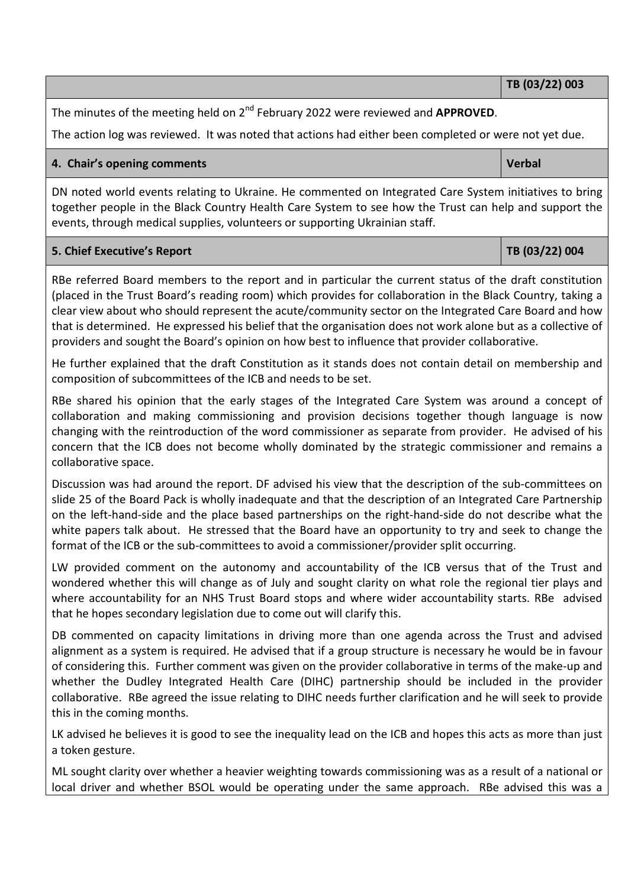| | TB (03/22) 003 |
|---|---|

The minutes of the meeting held on 2nd February 2022 were reviewed and **APPROVED**.

The action log was reviewed. It was noted that actions had either been completed or were not yet due.

| **4. Chair's opening comments** | **Verbal** |
|---|---|

DN noted world events relating to Ukraine. He commented on Integrated Care System initiatives to bring together people in the Black Country Health Care System to see how the Trust can help and support the events, through medical supplies, volunteers or supporting Ukrainian staff.

| **5. Chief Executive's Report** | **TB (03/22) 004** |
|---|---|

RBe referred Board members to the report and in particular the current status of the draft constitution (placed in the Trust Board's reading room) which provides for collaboration in the Black Country, taking a clear view about who should represent the acute/community sector on the Integrated Care Board and how that is determined. He expressed his belief that the organisation does not work alone but as a collective of providers and sought the Board's opinion on how best to influence that provider collaborative.

He further explained that the draft Constitution as it stands does not contain detail on membership and composition of subcommittees of the ICB and needs to be set.

RBe shared his opinion that the early stages of the Integrated Care System was around a concept of collaboration and making commissioning and provision decisions together though language is now changing with the reintroduction of the word commissioner as separate from provider. He advised of his concern that the ICB does not become wholly dominated by the strategic commissioner and remains a collaborative space.

Discussion was had around the report. DF advised his view that the description of the sub-committees on slide 25 of the Board Pack is wholly inadequate and that the description of an Integrated Care Partnership on the left-hand-side and the place based partnerships on the right-hand-side do not describe what the white papers talk about. He stressed that the Board have an opportunity to try and seek to change the format of the ICB or the sub-committees to avoid a commissioner/provider split occurring.

LW provided comment on the autonomy and accountability of the ICB versus that of the Trust and wondered whether this will change as of July and sought clarity on what role the regional tier plays and where accountability for an NHS Trust Board stops and where wider accountability starts. RBe advised that he hopes secondary legislation due to come out will clarify this.

DB commented on capacity limitations in driving more than one agenda across the Trust and advised alignment as a system is required. He advised that if a group structure is necessary he would be in favour of considering this. Further comment was given on the provider collaborative in terms of the make-up and whether the Dudley Integrated Health Care (DIHC) partnership should be included in the provider collaborative. RBe agreed the issue relating to DIHC needs further clarification and he will seek to provide this in the coming months.

LK advised he believes it is good to see the inequality lead on the ICB and hopes this acts as more than just a token gesture.

ML sought clarity over whether a heavier weighting towards commissioning was as a result of a national or local driver and whether BSOL would be operating under the same approach. RBe advised this was a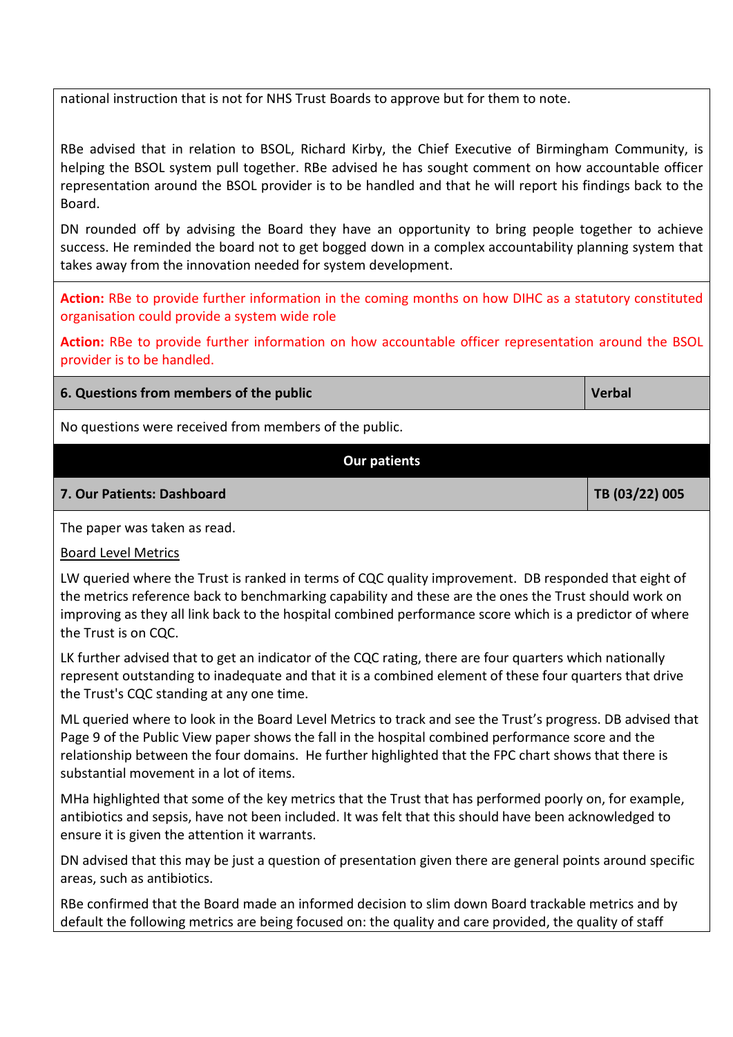national instruction that is not for NHS Trust Boards to approve but for them to note.

RBe advised that in relation to BSOL, Richard Kirby, the Chief Executive of Birmingham Community, is helping the BSOL system pull together. RBe advised he has sought comment on how accountable officer representation around the BSOL provider is to be handled and that he will report his findings back to the Board.

DN rounded off by advising the Board they have an opportunity to bring people together to achieve success. He reminded the board not to get bogged down in a complex accountability planning system that takes away from the innovation needed for system development.

**Action:** RBe to provide further information in the coming months on how DIHC as a statutory constituted organisation could provide a system wide role

**Action:** RBe to provide further information on how accountable officer representation around the BSOL provider is to be handled.

| **6. Questions from members of the public** | **Verbal** |
|---|---|

No questions were received from members of the public.

## Our patients

| **7. Our Patients: Dashboard** | **TB (03/22) 005** |
|---|---|

The paper was taken as read.

Board Level Metrics

LW queried where the Trust is ranked in terms of CQC quality improvement. DB responded that eight of the metrics reference back to benchmarking capability and these are the ones the Trust should work on improving as they all link back to the hospital combined performance score which is a predictor of where the Trust is on CQC.

LK further advised that to get an indicator of the CQC rating, there are four quarters which nationally represent outstanding to inadequate and that it is a combined element of these four quarters that drive the Trust's CQC standing at any one time.

ML queried where to look in the Board Level Metrics to track and see the Trust's progress. DB advised that Page 9 of the Public View paper shows the fall in the hospital combined performance score and the relationship between the four domains. He further highlighted that the FPC chart shows that there is substantial movement in a lot of items.

MHa highlighted that some of the key metrics that the Trust that has performed poorly on, for example, antibiotics and sepsis, have not been included. It was felt that this should have been acknowledged to ensure it is given the attention it warrants.

DN advised that this may be just a question of presentation given there are general points around specific areas, such as antibiotics.

RBe confirmed that the Board made an informed decision to slim down Board trackable metrics and by default the following metrics are being focused on: the quality and care provided, the quality of staff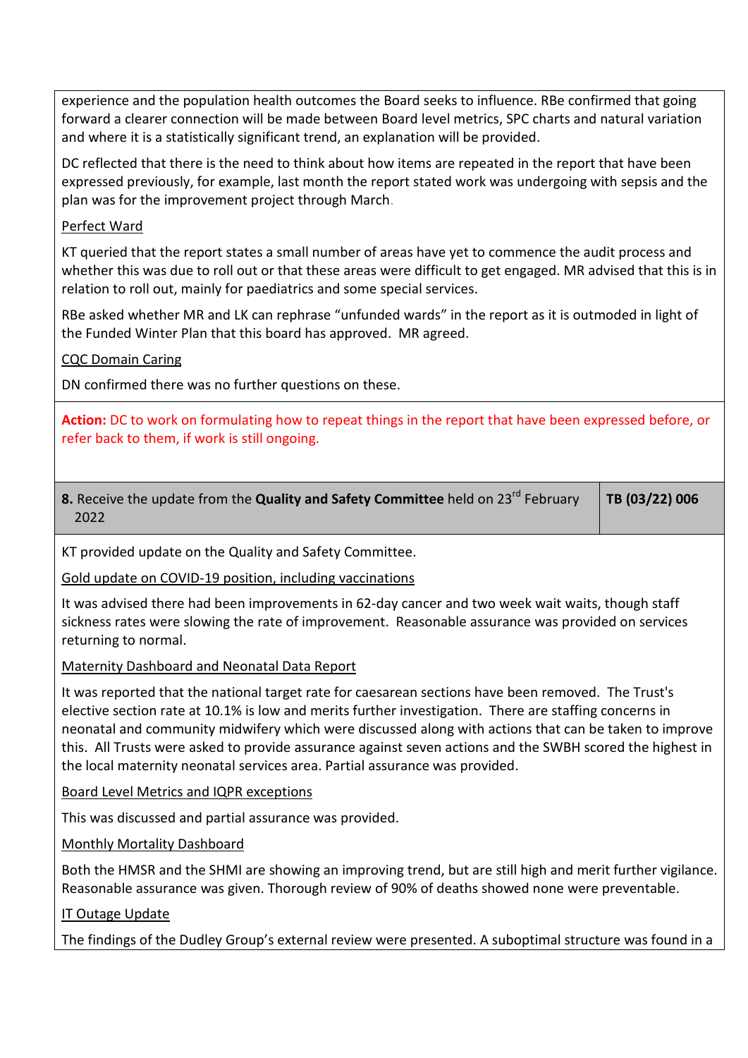experience and the population health outcomes the Board seeks to influence. RBe confirmed that going forward a clearer connection will be made between Board level metrics, SPC charts and natural variation and where it is a statistically significant trend, an explanation will be provided.

DC reflected that there is the need to think about how items are repeated in the report that have been expressed previously, for example, last month the report stated work was undergoing with sepsis and the plan was for the improvement project through March.

Perfect Ward

KT queried that the report states a small number of areas have yet to commence the audit process and whether this was due to roll out or that these areas were difficult to get engaged. MR advised that this is in relation to roll out, mainly for paediatrics and some special services.

RBe asked whether MR and LK can rephrase "unfunded wards" in the report as it is outmoded in light of the Funded Winter Plan that this board has approved. MR agreed.

CQC Domain Caring

DN confirmed there was no further questions on these.

**Action:** DC to work on formulating how to repeat things in the report that have been expressed before, or refer back to them, if work is still ongoing.

| **8.** Receive the update from the **Quality and Safety Committee** held on 23rd February 2022 | **TB (03/22) 006** |
|---|---|

KT provided update on the Quality and Safety Committee.

Gold update on COVID-19 position, including vaccinations

It was advised there had been improvements in 62-day cancer and two week wait waits, though staff sickness rates were slowing the rate of improvement. Reasonable assurance was provided on services returning to normal.

Maternity Dashboard and Neonatal Data Report

It was reported that the national target rate for caesarean sections have been removed. The Trust's elective section rate at 10.1% is low and merits further investigation. There are staffing concerns in neonatal and community midwifery which were discussed along with actions that can be taken to improve this. All Trusts were asked to provide assurance against seven actions and the SWBH scored the highest in the local maternity neonatal services area. Partial assurance was provided.

Board Level Metrics and IQPR exceptions

This was discussed and partial assurance was provided.

Monthly Mortality Dashboard

Both the HMSR and the SHMI are showing an improving trend, but are still high and merit further vigilance. Reasonable assurance was given. Thorough review of 90% of deaths showed none were preventable.

IT Outage Update

The findings of the Dudley Group's external review were presented. A suboptimal structure was found in a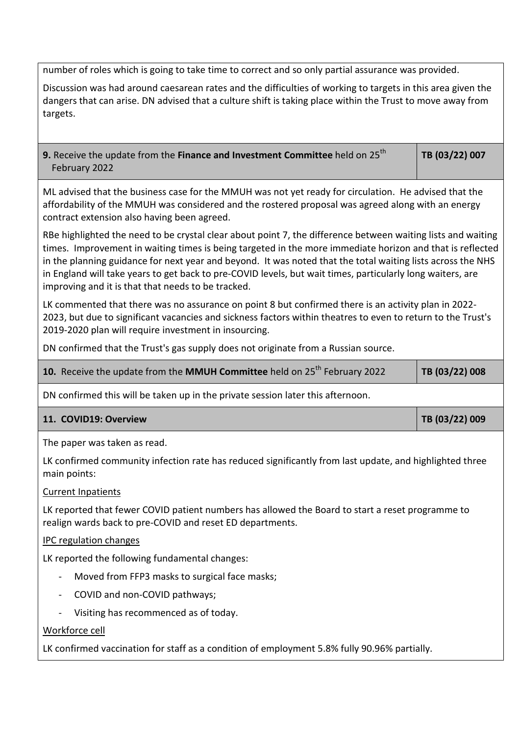number of roles which is going to take time to correct and so only partial assurance was provided.

Discussion was had around caesarean rates and the difficulties of working to targets in this area given the dangers that can arise. DN advised that a culture shift is taking place within the Trust to move away from targets.

| **9.** Receive the update from the **Finance and Investment Committee** held on 25th February 2022 | **TB (03/22) 007** |
|---|---|

ML advised that the business case for the MMUH was not yet ready for circulation. He advised that the affordability of the MMUH was considered and the rostered proposal was agreed along with an energy contract extension also having been agreed.

RBe highlighted the need to be crystal clear about point 7, the difference between waiting lists and waiting times. Improvement in waiting times is being targeted in the more immediate horizon and that is reflected in the planning guidance for next year and beyond. It was noted that the total waiting lists across the NHS in England will take years to get back to pre-COVID levels, but wait times, particularly long waiters, are improving and it is that that needs to be tracked.

LK commented that there was no assurance on point 8 but confirmed there is an activity plan in 2022-2023, but due to significant vacancies and sickness factors within theatres to even to return to the Trust's 2019-2020 plan will require investment in insourcing.

DN confirmed that the Trust's gas supply does not originate from a Russian source.

| **10.** Receive the update from the **MMUH Committee** held on 25th February 2022 | **TB (03/22) 008** |
|---|---|

DN confirmed this will be taken up in the private session later this afternoon.

| **11. COVID19: Overview** | **TB (03/22) 009** |
|---|---|

The paper was taken as read.

LK confirmed community infection rate has reduced significantly from last update, and highlighted three main points:

<u>Current Inpatients</u>

LK reported that fewer COVID patient numbers has allowed the Board to start a reset programme to realign wards back to pre-COVID and reset ED departments.

<u>IPC regulation changes</u>

LK reported the following fundamental changes:

- Moved from FFP3 masks to surgical face masks;
- COVID and non-COVID pathways;
- Visiting has recommenced as of today.

<u>Workforce cell</u>

LK confirmed vaccination for staff as a condition of employment 5.8% fully 90.96% partially.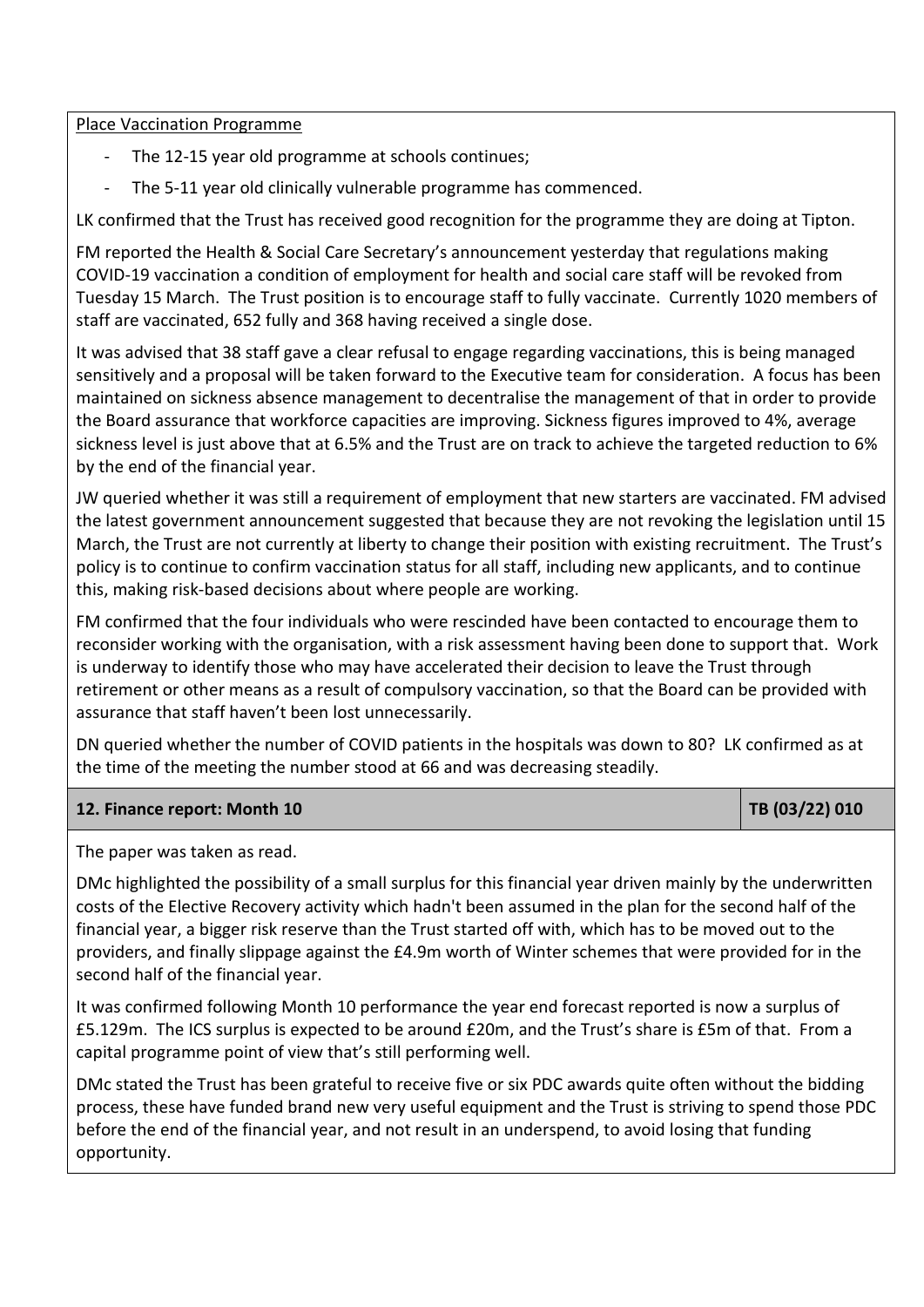Place Vaccination Programme

- The 12-15 year old programme at schools continues;
- The 5-11 year old clinically vulnerable programme has commenced.

LK confirmed that the Trust has received good recognition for the programme they are doing at Tipton.

FM reported the Health & Social Care Secretary's announcement yesterday that regulations making COVID-19 vaccination a condition of employment for health and social care staff will be revoked from Tuesday 15 March. The Trust position is to encourage staff to fully vaccinate. Currently 1020 members of staff are vaccinated, 652 fully and 368 having received a single dose.

It was advised that 38 staff gave a clear refusal to engage regarding vaccinations, this is being managed sensitively and a proposal will be taken forward to the Executive team for consideration. A focus has been maintained on sickness absence management to decentralise the management of that in order to provide the Board assurance that workforce capacities are improving. Sickness figures improved to 4%, average sickness level is just above that at 6.5% and the Trust are on track to achieve the targeted reduction to 6% by the end of the financial year.

JW queried whether it was still a requirement of employment that new starters are vaccinated. FM advised the latest government announcement suggested that because they are not revoking the legislation until 15 March, the Trust are not currently at liberty to change their position with existing recruitment. The Trust's policy is to continue to confirm vaccination status for all staff, including new applicants, and to continue this, making risk-based decisions about where people are working.

FM confirmed that the four individuals who were rescinded have been contacted to encourage them to reconsider working with the organisation, with a risk assessment having been done to support that. Work is underway to identify those who may have accelerated their decision to leave the Trust through retirement or other means as a result of compulsory vaccination, so that the Board can be provided with assurance that staff haven't been lost unnecessarily.

DN queried whether the number of COVID patients in the hospitals was down to 80? LK confirmed as at the time of the meeting the number stood at 66 and was decreasing steadily.

| **12. Finance report: Month 10** | **TB (03/22) 010** |
|---|---|

The paper was taken as read.

DMc highlighted the possibility of a small surplus for this financial year driven mainly by the underwritten costs of the Elective Recovery activity which hadn't been assumed in the plan for the second half of the financial year, a bigger risk reserve than the Trust started off with, which has to be moved out to the providers, and finally slippage against the £4.9m worth of Winter schemes that were provided for in the second half of the financial year.

It was confirmed following Month 10 performance the year end forecast reported is now a surplus of £5.129m. The ICS surplus is expected to be around £20m, and the Trust's share is £5m of that. From a capital programme point of view that's still performing well.

DMc stated the Trust has been grateful to receive five or six PDC awards quite often without the bidding process, these have funded brand new very useful equipment and the Trust is striving to spend those PDC before the end of the financial year, and not result in an underspend, to avoid losing that funding opportunity.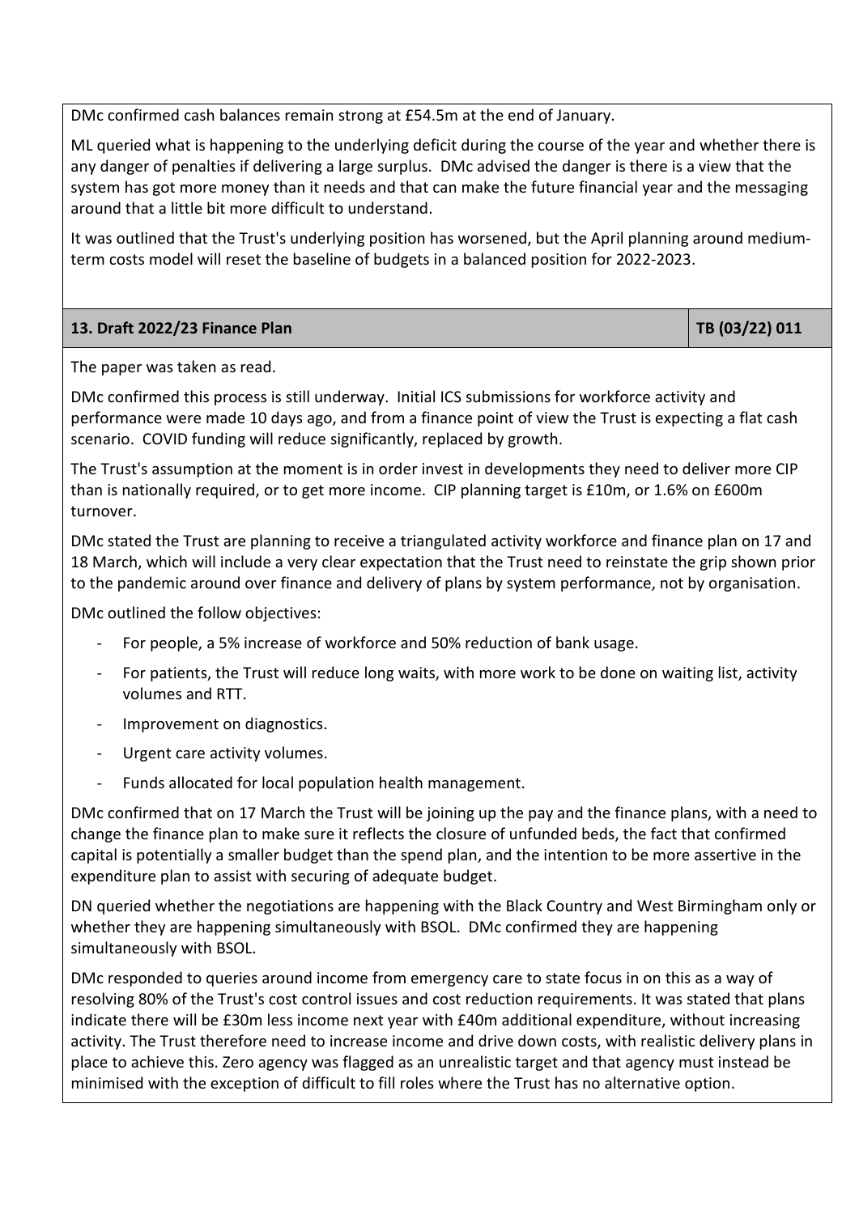DMc confirmed cash balances remain strong at £54.5m at the end of January.

ML queried what is happening to the underlying deficit during the course of the year and whether there is any danger of penalties if delivering a large surplus. DMc advised the danger is there is a view that the system has got more money than it needs and that can make the future financial year and the messaging around that a little bit more difficult to understand.

It was outlined that the Trust's underlying position has worsened, but the April planning around medium-term costs model will reset the baseline of budgets in a balanced position for 2022-2023.

| 13. Draft 2022/23 Finance Plan | TB (03/22) 011 |
|---|---|

The paper was taken as read.

DMc confirmed this process is still underway. Initial ICS submissions for workforce activity and performance were made 10 days ago, and from a finance point of view the Trust is expecting a flat cash scenario. COVID funding will reduce significantly, replaced by growth.

The Trust's assumption at the moment is in order invest in developments they need to deliver more CIP than is nationally required, or to get more income. CIP planning target is £10m, or 1.6% on £600m turnover.

DMc stated the Trust are planning to receive a triangulated activity workforce and finance plan on 17 and 18 March, which will include a very clear expectation that the Trust need to reinstate the grip shown prior to the pandemic around over finance and delivery of plans by system performance, not by organisation.

DMc outlined the follow objectives:

- For people, a 5% increase of workforce and 50% reduction of bank usage.
- For patients, the Trust will reduce long waits, with more work to be done on waiting list, activity volumes and RTT.
- Improvement on diagnostics.
- Urgent care activity volumes.
- Funds allocated for local population health management.

DMc confirmed that on 17 March the Trust will be joining up the pay and the finance plans, with a need to change the finance plan to make sure it reflects the closure of unfunded beds, the fact that confirmed capital is potentially a smaller budget than the spend plan, and the intention to be more assertive in the expenditure plan to assist with securing of adequate budget.

DN queried whether the negotiations are happening with the Black Country and West Birmingham only or whether they are happening simultaneously with BSOL. DMc confirmed they are happening simultaneously with BSOL.

DMc responded to queries around income from emergency care to state focus in on this as a way of resolving 80% of the Trust's cost control issues and cost reduction requirements. It was stated that plans indicate there will be £30m less income next year with £40m additional expenditure, without increasing activity. The Trust therefore need to increase income and drive down costs, with realistic delivery plans in place to achieve this. Zero agency was flagged as an unrealistic target and that agency must instead be minimised with the exception of difficult to fill roles where the Trust has no alternative option.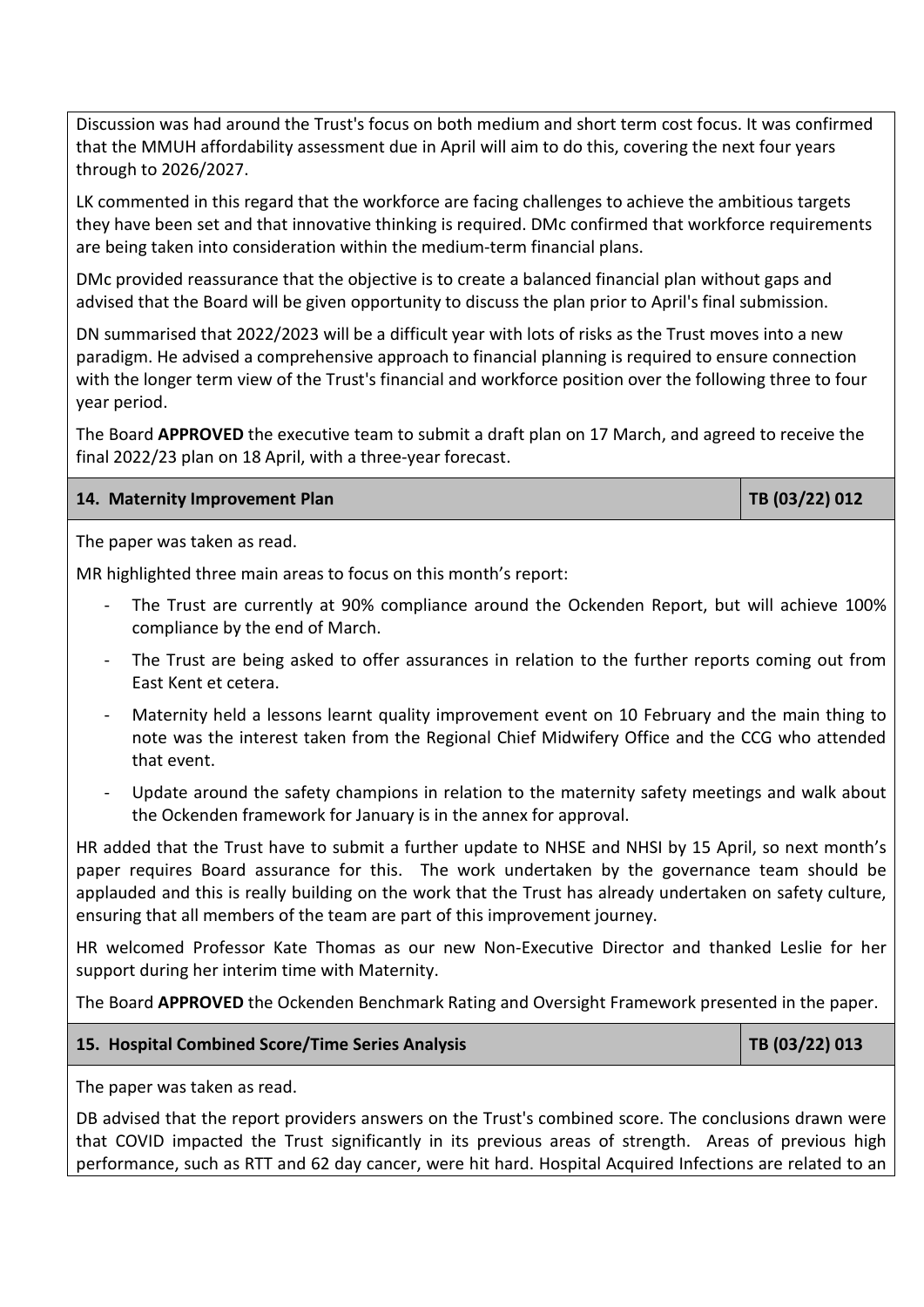Discussion was had around the Trust's focus on both medium and short term cost focus. It was confirmed that the MMUH affordability assessment due in April will aim to do this, covering the next four years through to 2026/2027.

LK commented in this regard that the workforce are facing challenges to achieve the ambitious targets they have been set and that innovative thinking is required. DMc confirmed that workforce requirements are being taken into consideration within the medium-term financial plans.

DMc provided reassurance that the objective is to create a balanced financial plan without gaps and advised that the Board will be given opportunity to discuss the plan prior to April's final submission.

DN summarised that 2022/2023 will be a difficult year with lots of risks as the Trust moves into a new paradigm. He advised a comprehensive approach to financial planning is required to ensure connection with the longer term view of the Trust's financial and workforce position over the following three to four year period.

The Board **APPROVED** the executive team to submit a draft plan on 17 March, and agreed to receive the final 2022/23 plan on 18 April, with a three-year forecast.

| **14. Maternity Improvement Plan** | **TB (03/22) 012** |
|---|---|

The paper was taken as read.

MR highlighted three main areas to focus on this month's report:

- The Trust are currently at 90% compliance around the Ockenden Report, but will achieve 100% compliance by the end of March.
- The Trust are being asked to offer assurances in relation to the further reports coming out from East Kent et cetera.
- Maternity held a lessons learnt quality improvement event on 10 February and the main thing to note was the interest taken from the Regional Chief Midwifery Office and the CCG who attended that event.
- Update around the safety champions in relation to the maternity safety meetings and walk about the Ockenden framework for January is in the annex for approval.

HR added that the Trust have to submit a further update to NHSE and NHSI by 15 April, so next month's paper requires Board assurance for this. The work undertaken by the governance team should be applauded and this is really building on the work that the Trust has already undertaken on safety culture, ensuring that all members of the team are part of this improvement journey.

HR welcomed Professor Kate Thomas as our new Non-Executive Director and thanked Leslie for her support during her interim time with Maternity.

The Board **APPROVED** the Ockenden Benchmark Rating and Oversight Framework presented in the paper.

| **15. Hospital Combined Score/Time Series Analysis** | **TB (03/22) 013** |
|---|---|

The paper was taken as read.

DB advised that the report providers answers on the Trust's combined score. The conclusions drawn were that COVID impacted the Trust significantly in its previous areas of strength. Areas of previous high performance, such as RTT and 62 day cancer, were hit hard. Hospital Acquired Infections are related to an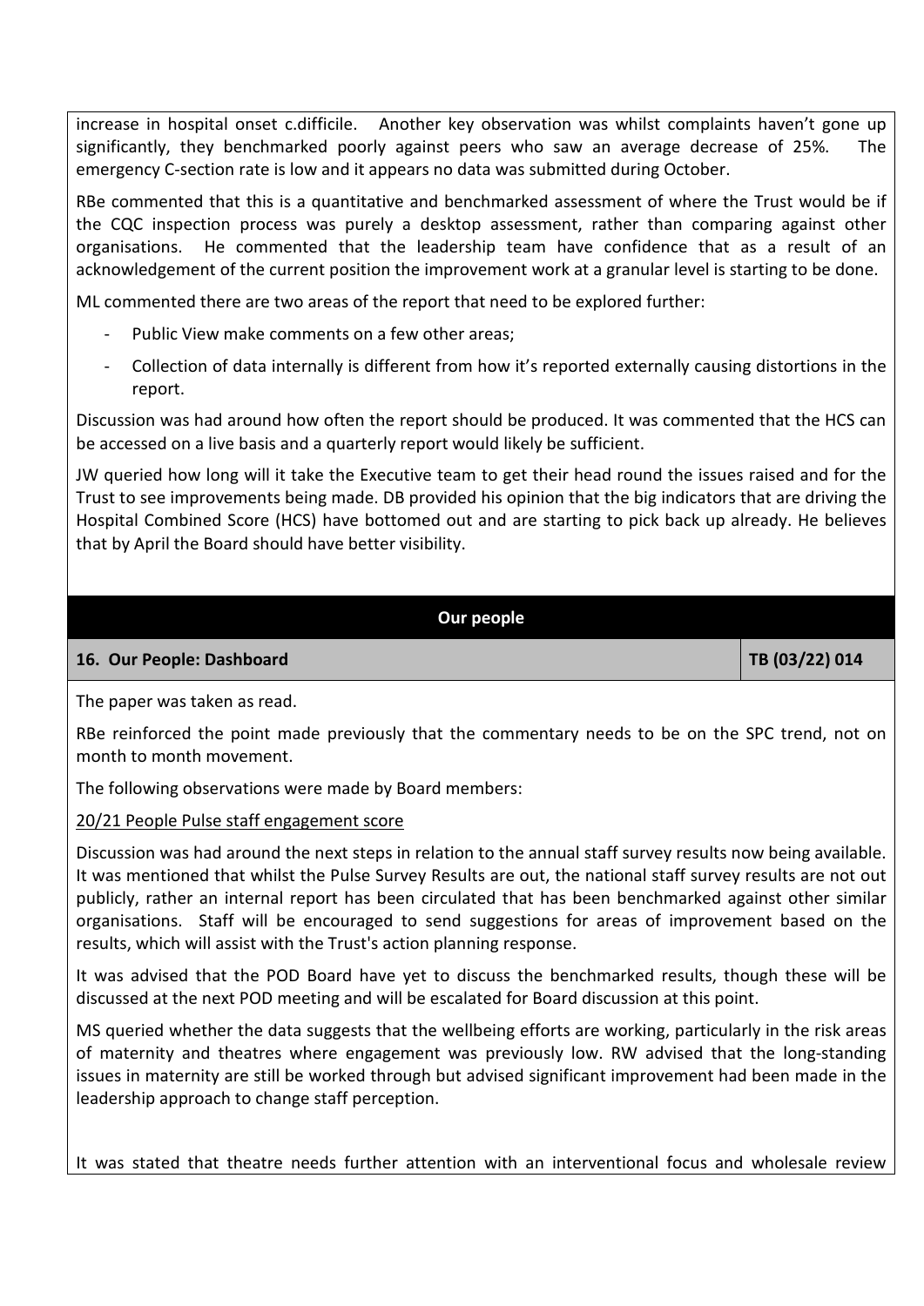increase in hospital onset c.difficile. Another key observation was whilst complaints haven't gone up significantly, they benchmarked poorly against peers who saw an average decrease of 25%. The emergency C-section rate is low and it appears no data was submitted during October.

RBe commented that this is a quantitative and benchmarked assessment of where the Trust would be if the CQC inspection process was purely a desktop assessment, rather than comparing against other organisations. He commented that the leadership team have confidence that as a result of an acknowledgement of the current position the improvement work at a granular level is starting to be done.

ML commented there are two areas of the report that need to be explored further:

- Public View make comments on a few other areas;
- Collection of data internally is different from how it's reported externally causing distortions in the report.

Discussion was had around how often the report should be produced. It was commented that the HCS can be accessed on a live basis and a quarterly report would likely be sufficient.

JW queried how long will it take the Executive team to get their head round the issues raised and for the Trust to see improvements being made. DB provided his opinion that the big indicators that are driving the Hospital Combined Score (HCS) have bottomed out and are starting to pick back up already. He believes that by April the Board should have better visibility.

## Our people

| 16. Our People: Dashboard | TB (03/22) 014 |
|---|---|

The paper was taken as read.

RBe reinforced the point made previously that the commentary needs to be on the SPC trend, not on month to month movement.

The following observations were made by Board members:

<u>20/21 People Pulse staff engagement score</u>

Discussion was had around the next steps in relation to the annual staff survey results now being available. It was mentioned that whilst the Pulse Survey Results are out, the national staff survey results are not out publicly, rather an internal report has been circulated that has been benchmarked against other similar organisations. Staff will be encouraged to send suggestions for areas of improvement based on the results, which will assist with the Trust's action planning response.

It was advised that the POD Board have yet to discuss the benchmarked results, though these will be discussed at the next POD meeting and will be escalated for Board discussion at this point.

MS queried whether the data suggests that the wellbeing efforts are working, particularly in the risk areas of maternity and theatres where engagement was previously low. RW advised that the long-standing issues in maternity are still be worked through but advised significant improvement had been made in the leadership approach to change staff perception.

It was stated that theatre needs further attention with an interventional focus and wholesale review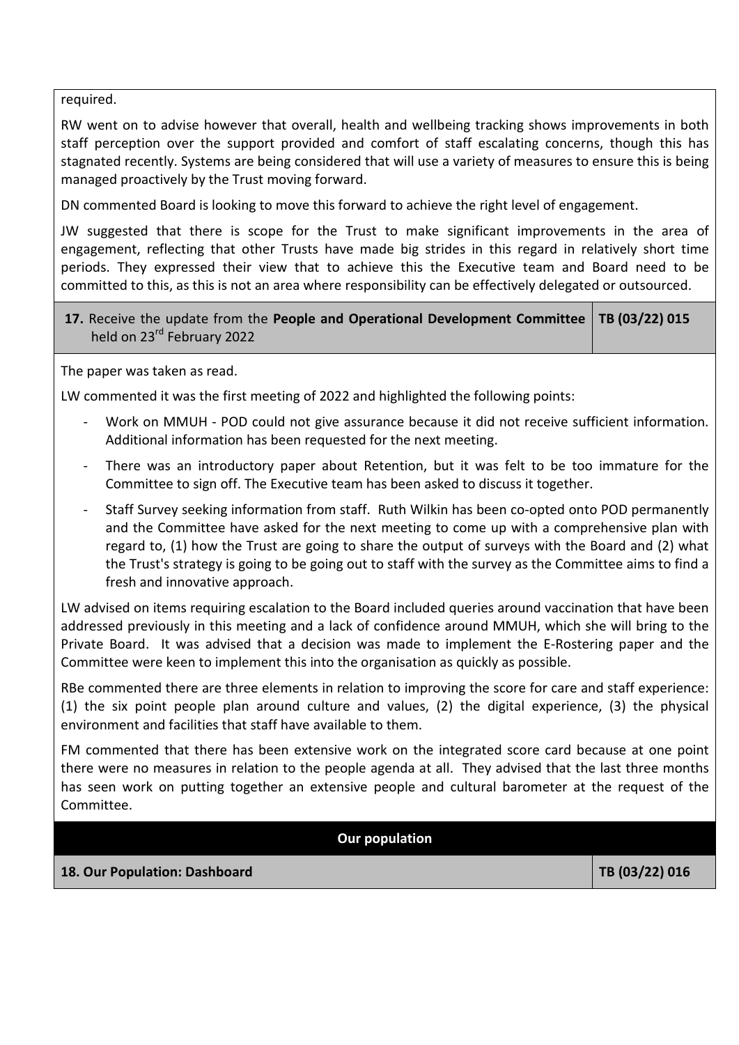required.

RW went on to advise however that overall, health and wellbeing tracking shows improvements in both staff perception over the support provided and comfort of staff escalating concerns, though this has stagnated recently. Systems are being considered that will use a variety of measures to ensure this is being managed proactively by the Trust moving forward.

DN commented Board is looking to move this forward to achieve the right level of engagement.

JW suggested that there is scope for the Trust to make significant improvements in the area of engagement, reflecting that other Trusts have made big strides in this regard in relatively short time periods. They expressed their view that to achieve this the Executive team and Board need to be committed to this, as this is not an area where responsibility can be effectively delegated or outsourced.

| **17.** Receive the update from the **People and Operational Development Committee** held on 23rd February 2022 | **TB (03/22) 015** |
|---|---|

The paper was taken as read.

LW commented it was the first meeting of 2022 and highlighted the following points:

- Work on MMUH - POD could not give assurance because it did not receive sufficient information. Additional information has been requested for the next meeting.
- There was an introductory paper about Retention, but it was felt to be too immature for the Committee to sign off. The Executive team has been asked to discuss it together.
- Staff Survey seeking information from staff. Ruth Wilkin has been co-opted onto POD permanently and the Committee have asked for the next meeting to come up with a comprehensive plan with regard to, (1) how the Trust are going to share the output of surveys with the Board and (2) what the Trust's strategy is going to be going out to staff with the survey as the Committee aims to find a fresh and innovative approach.

LW advised on items requiring escalation to the Board included queries around vaccination that have been addressed previously in this meeting and a lack of confidence around MMUH, which she will bring to the Private Board. It was advised that a decision was made to implement the E-Rostering paper and the Committee were keen to implement this into the organisation as quickly as possible.

RBe commented there are three elements in relation to improving the score for care and staff experience: (1) the six point people plan around culture and values, (2) the digital experience, (3) the physical environment and facilities that staff have available to them.

FM commented that there has been extensive work on the integrated score card because at one point there were no measures in relation to the people agenda at all. They advised that the last three months has seen work on putting together an extensive people and cultural barometer at the request of the Committee.

## Our population

| **18. Our Population: Dashboard** | **TB (03/22) 016** |
|---|---|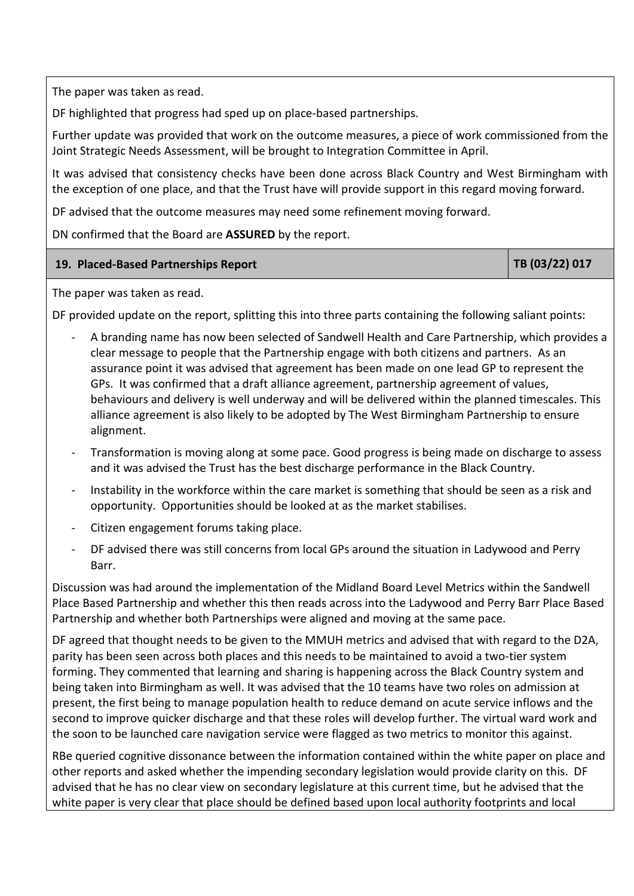The paper was taken as read.

DF highlighted that progress had sped up on place-based partnerships.

Further update was provided that work on the outcome measures, a piece of work commissioned from the Joint Strategic Needs Assessment, will be brought to Integration Committee in April.

It was advised that consistency checks have been done across Black Country and West Birmingham with the exception of one place, and that the Trust have will provide support in this regard moving forward.

DF advised that the outcome measures may need some refinement moving forward.

DN confirmed that the Board are **ASSURED** by the report.

| **19. Placed-Based Partnerships Report** | **TB (03/22) 017** |
|---|---|

The paper was taken as read.

DF provided update on the report, splitting this into three parts containing the following saliant points:

- A branding name has now been selected of Sandwell Health and Care Partnership, which provides a clear message to people that the Partnership engage with both citizens and partners. As an assurance point it was advised that agreement has been made on one lead GP to represent the GPs. It was confirmed that a draft alliance agreement, partnership agreement of values, behaviours and delivery is well underway and will be delivered within the planned timescales. This alliance agreement is also likely to be adopted by The West Birmingham Partnership to ensure alignment.
- Transformation is moving along at some pace. Good progress is being made on discharge to assess and it was advised the Trust has the best discharge performance in the Black Country.
- Instability in the workforce within the care market is something that should be seen as a risk and opportunity. Opportunities should be looked at as the market stabilises.
- Citizen engagement forums taking place.
- DF advised there was still concerns from local GPs around the situation in Ladywood and Perry Barr.

Discussion was had around the implementation of the Midland Board Level Metrics within the Sandwell Place Based Partnership and whether this then reads across into the Ladywood and Perry Barr Place Based Partnership and whether both Partnerships were aligned and moving at the same pace.

DF agreed that thought needs to be given to the MMUH metrics and advised that with regard to the D2A, parity has been seen across both places and this needs to be maintained to avoid a two-tier system forming. They commented that learning and sharing is happening across the Black Country system and being taken into Birmingham as well. It was advised that the 10 teams have two roles on admission at present, the first being to manage population health to reduce demand on acute service inflows and the second to improve quicker discharge and that these roles will develop further. The virtual ward work and the soon to be launched care navigation service were flagged as two metrics to monitor this against.

RBe queried cognitive dissonance between the information contained within the white paper on place and other reports and asked whether the impending secondary legislation would provide clarity on this. DF advised that he has no clear view on secondary legislature at this current time, but he advised that the white paper is very clear that place should be defined based upon local authority footprints and local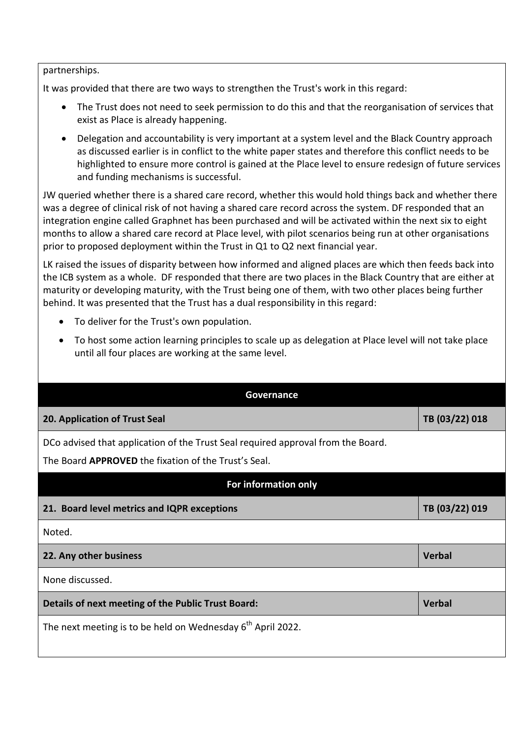partnerships.

It was provided that there are two ways to strengthen the Trust's work in this regard:

- The Trust does not need to seek permission to do this and that the reorganisation of services that exist as Place is already happening.
- Delegation and accountability is very important at a system level and the Black Country approach as discussed earlier is in conflict to the white paper states and therefore this conflict needs to be highlighted to ensure more control is gained at the Place level to ensure redesign of future services and funding mechanisms is successful.

JW queried whether there is a shared care record, whether this would hold things back and whether there was a degree of clinical risk of not having a shared care record across the system. DF responded that an integration engine called Graphnet has been purchased and will be activated within the next six to eight months to allow a shared care record at Place level, with pilot scenarios being run at other organisations prior to proposed deployment within the Trust in Q1 to Q2 next financial year.

LK raised the issues of disparity between how informed and aligned places are which then feeds back into the ICB system as a whole. DF responded that there are two places in the Black Country that are either at maturity or developing maturity, with the Trust being one of them, with two other places being further behind. It was presented that the Trust has a dual responsibility in this regard:

- To deliver for the Trust's own population.
- To host some action learning principles to scale up as delegation at Place level will not take place until all four places are working at the same level.

## Governance

| 20. Application of Trust Seal | TB (03/22) 018 |
|---|---|

DCo advised that application of the Trust Seal required approval from the Board.

The Board **APPROVED** the fixation of the Trust's Seal.

## For information only

| 21. Board level metrics and IQPR exceptions | TB (03/22) 019 |
|---|---|

Noted.

| 22. Any other business | Verbal |
|---|---|

None discussed.

| Details of next meeting of the Public Trust Board: | Verbal |
|---|---|

The next meeting is to be held on Wednesday 6th April 2022.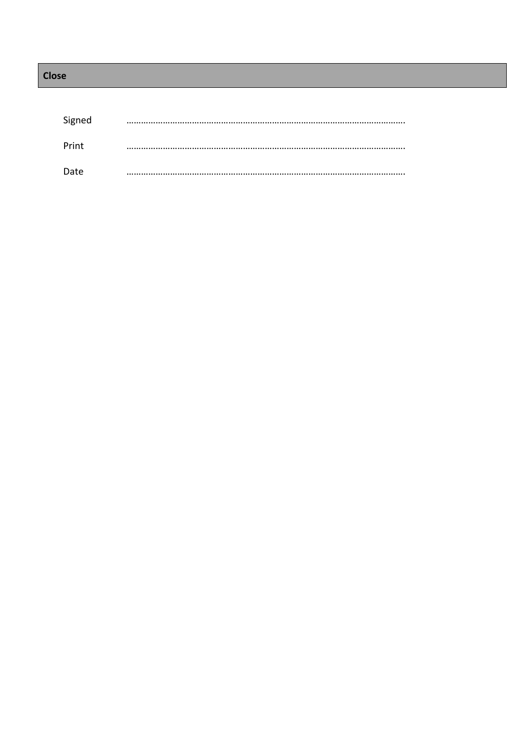## Close

Signed ………………………………………………………………………………………………….

Print ………………………………………………………………………………………………….

Date ………………………………………………………………………………………………….